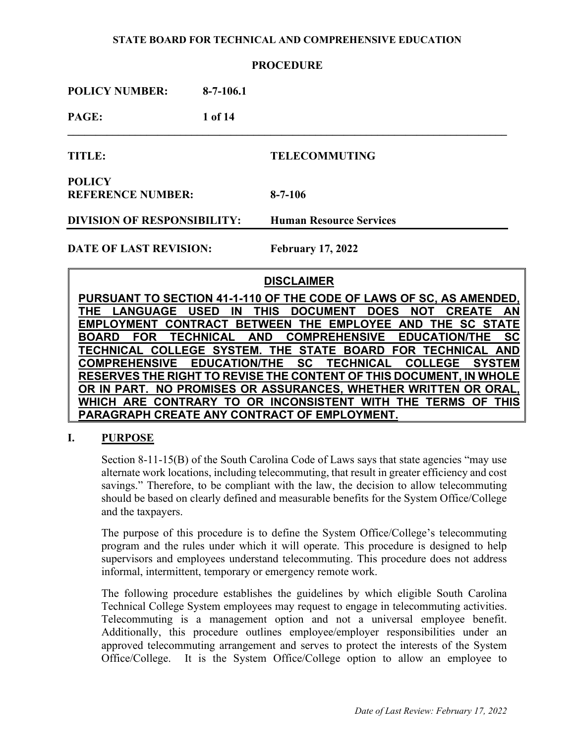**STATE BOARD FOR TECHNICAL AND COMPREHENSIVE EDUCATION**

**PROCEDURE**

**POLICY NUMBER:** 8-7-106.1

**PAGE:** 1 of 14

---

**TITLE:** TELECOMMUTING

**POLICY REFERENCE NUMBER:** 8-7-106

**DIVISION OF RESPONSIBILITY:** Human Resource Services

**DATE OF LAST REVISION:** February 17, 2022

> **DISCLAIMER**
>
> **PURSUANT TO SECTION 41-1-110 OF THE CODE OF LAWS OF SC, AS AMENDED, THE LANGUAGE USED IN THIS DOCUMENT DOES NOT CREATE AN EMPLOYMENT CONTRACT BETWEEN THE EMPLOYEE AND THE SC STATE BOARD FOR TECHNICAL AND COMPREHENSIVE EDUCATION/THE SC TECHNICAL COLLEGE SYSTEM. THE STATE BOARD FOR TECHNICAL AND COMPREHENSIVE EDUCATION/THE SC TECHNICAL COLLEGE SYSTEM RESERVES THE RIGHT TO REVISE THE CONTENT OF THIS DOCUMENT, IN WHOLE OR IN PART. NO PROMISES OR ASSURANCES, WHETHER WRITTEN OR ORAL, WHICH ARE CONTRARY TO OR INCONSISTENT WITH THE TERMS OF THIS PARAGRAPH CREATE ANY CONTRACT OF EMPLOYMENT.**

## I. PURPOSE

Section 8-11-15(B) of the South Carolina Code of Laws says that state agencies "may use alternate work locations, including telecommuting, that result in greater efficiency and cost savings." Therefore, to be compliant with the law, the decision to allow telecommuting should be based on clearly defined and measurable benefits for the System Office/College and the taxpayers.

The purpose of this procedure is to define the System Office/College's telecommuting program and the rules under which it will operate. This procedure is designed to help supervisors and employees understand telecommuting. This procedure does not address informal, intermittent, temporary or emergency remote work.

The following procedure establishes the guidelines by which eligible South Carolina Technical College System employees may request to engage in telecommuting activities. Telecommuting is a management option and not a universal employee benefit. Additionally, this procedure outlines employee/employer responsibilities under an approved telecommuting arrangement and serves to protect the interests of the System Office/College. It is the System Office/College option to allow an employee to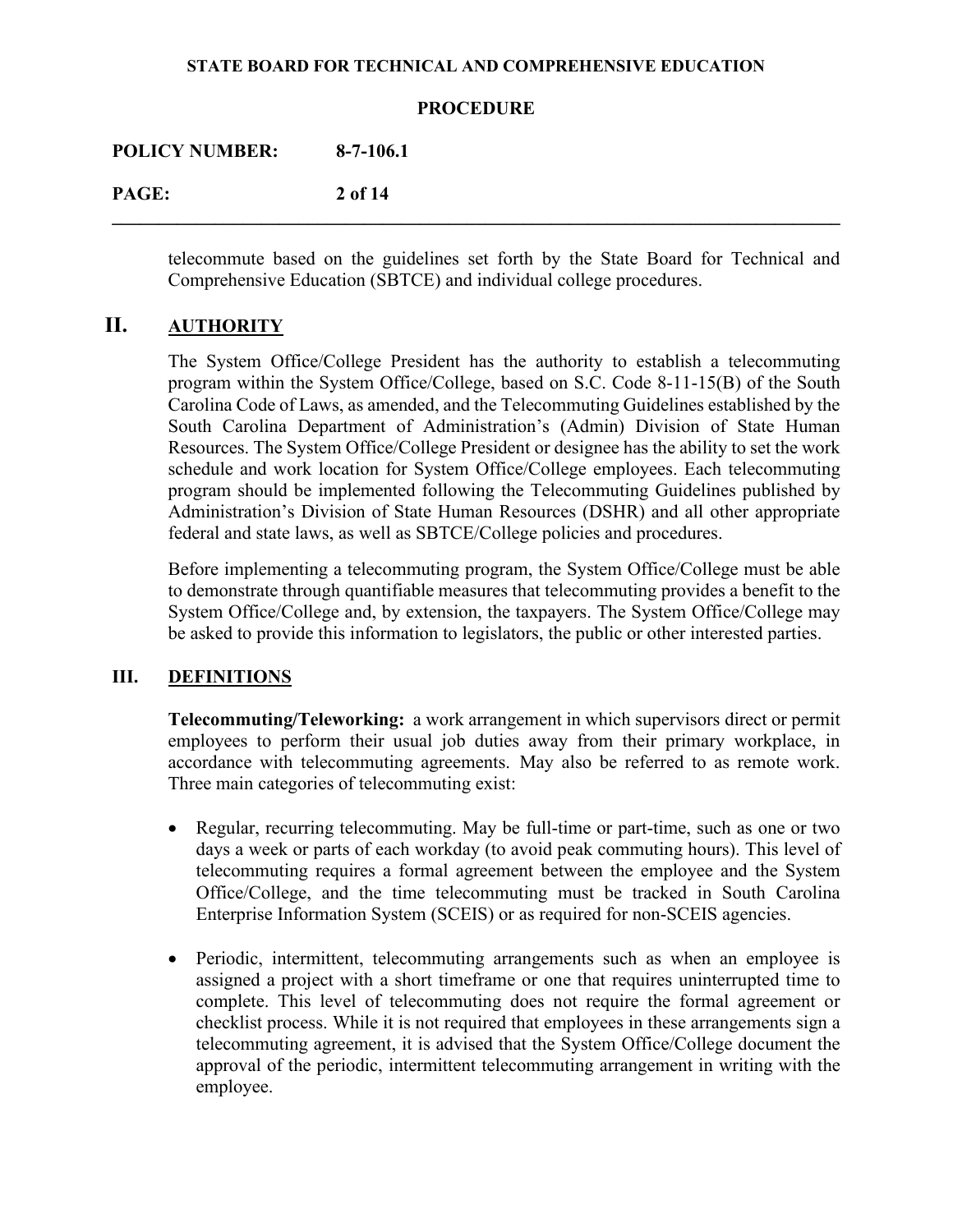telecommute based on the guidelines set forth by the State Board for Technical and Comprehensive Education (SBTCE) and individual college procedures.

## II. AUTHORITY

The System Office/College President has the authority to establish a telecommuting program within the System Office/College, based on S.C. Code 8-11-15(B) of the South Carolina Code of Laws, as amended, and the Telecommuting Guidelines established by the South Carolina Department of Administration's (Admin) Division of State Human Resources. The System Office/College President or designee has the ability to set the work schedule and work location for System Office/College employees. Each telecommuting program should be implemented following the Telecommuting Guidelines published by Administration's Division of State Human Resources (DSHR) and all other appropriate federal and state laws, as well as SBTCE/College policies and procedures.

Before implementing a telecommuting program, the System Office/College must be able to demonstrate through quantifiable measures that telecommuting provides a benefit to the System Office/College and, by extension, the taxpayers. The System Office/College may be asked to provide this information to legislators, the public or other interested parties.

## III. DEFINITIONS

**Telecommuting/Teleworking:** a work arrangement in which supervisors direct or permit employees to perform their usual job duties away from their primary workplace, in accordance with telecommuting agreements. May also be referred to as remote work. Three main categories of telecommuting exist:

- Regular, recurring telecommuting. May be full-time or part-time, such as one or two days a week or parts of each workday (to avoid peak commuting hours). This level of telecommuting requires a formal agreement between the employee and the System Office/College, and the time telecommuting must be tracked in South Carolina Enterprise Information System (SCEIS) or as required for non-SCEIS agencies.

- Periodic, intermittent, telecommuting arrangements such as when an employee is assigned a project with a short timeframe or one that requires uninterrupted time to complete. This level of telecommuting does not require the formal agreement or checklist process. While it is not required that employees in these arrangements sign a telecommuting agreement, it is advised that the System Office/College document the approval of the periodic, intermittent telecommuting arrangement in writing with the employee.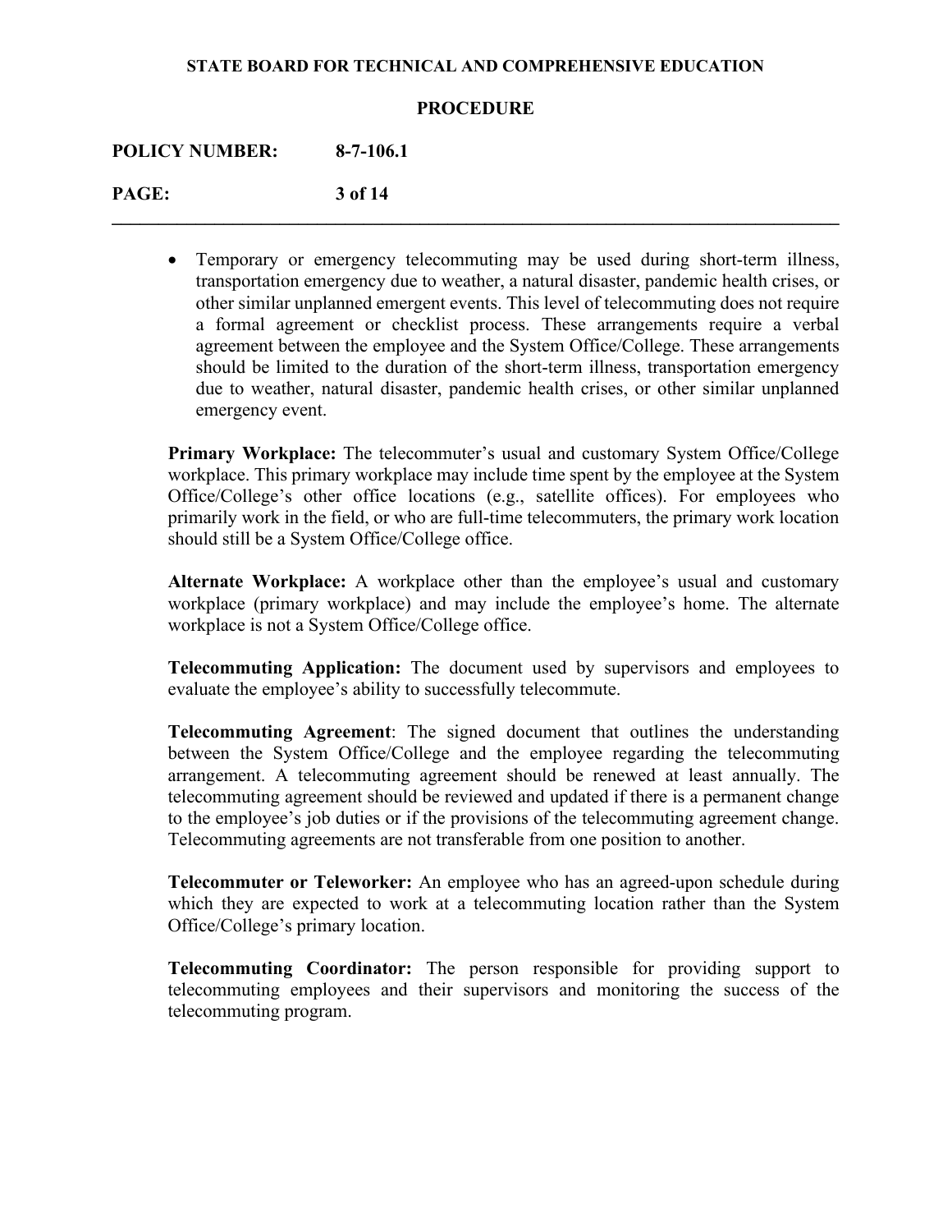- Temporary or emergency telecommuting may be used during short-term illness, transportation emergency due to weather, a natural disaster, pandemic health crises, or other similar unplanned emergent events. This level of telecommuting does not require a formal agreement or checklist process. These arrangements require a verbal agreement between the employee and the System Office/College. These arrangements should be limited to the duration of the short-term illness, transportation emergency due to weather, natural disaster, pandemic health crises, or other similar unplanned emergency event.

**Primary Workplace:** The telecommuter's usual and customary System Office/College workplace. This primary workplace may include time spent by the employee at the System Office/College's other office locations (e.g., satellite offices). For employees who primarily work in the field, or who are full-time telecommuters, the primary work location should still be a System Office/College office.

**Alternate Workplace:** A workplace other than the employee's usual and customary workplace (primary workplace) and may include the employee's home. The alternate workplace is not a System Office/College office.

**Telecommuting Application:** The document used by supervisors and employees to evaluate the employee's ability to successfully telecommute.

**Telecommuting Agreement**: The signed document that outlines the understanding between the System Office/College and the employee regarding the telecommuting arrangement. A telecommuting agreement should be renewed at least annually. The telecommuting agreement should be reviewed and updated if there is a permanent change to the employee's job duties or if the provisions of the telecommuting agreement change. Telecommuting agreements are not transferable from one position to another.

**Telecommuter or Teleworker:** An employee who has an agreed-upon schedule during which they are expected to work at a telecommuting location rather than the System Office/College's primary location.

**Telecommuting Coordinator:** The person responsible for providing support to telecommuting employees and their supervisors and monitoring the success of the telecommuting program.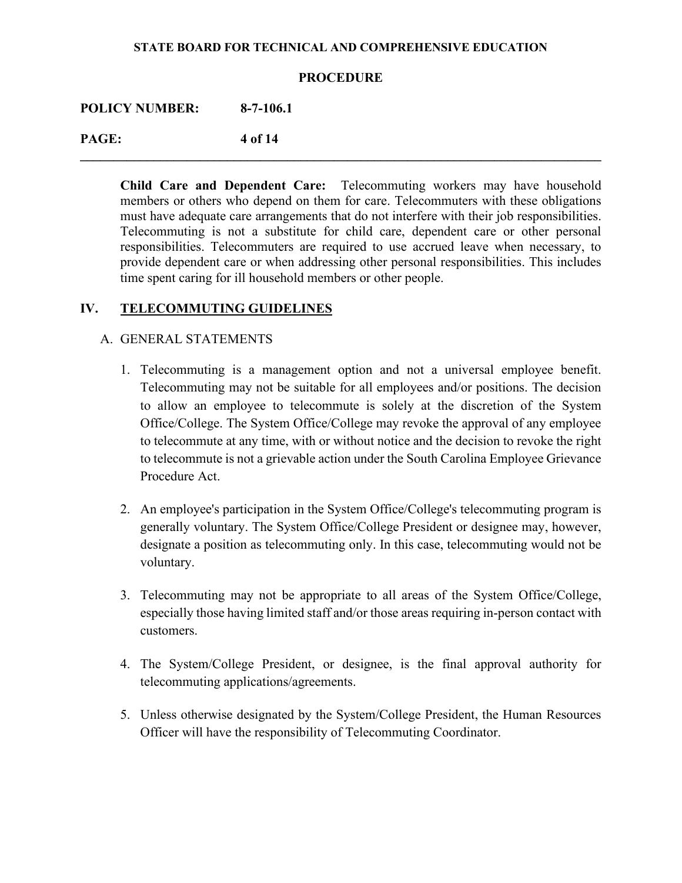**Child Care and Dependent Care:** Telecommuting workers may have household members or others who depend on them for care. Telecommuters with these obligations must have adequate care arrangements that do not interfere with their job responsibilities. Telecommuting is not a substitute for child care, dependent care or other personal responsibilities. Telecommuters are required to use accrued leave when necessary, to provide dependent care or when addressing other personal responsibilities. This includes time spent caring for ill household members or other people.

## IV. TELECOMMUTING GUIDELINES

### A. GENERAL STATEMENTS

1. Telecommuting is a management option and not a universal employee benefit. Telecommuting may not be suitable for all employees and/or positions. The decision to allow an employee to telecommute is solely at the discretion of the System Office/College. The System Office/College may revoke the approval of any employee to telecommute at any time, with or without notice and the decision to revoke the right to telecommute is not a grievable action under the South Carolina Employee Grievance Procedure Act.

2. An employee's participation in the System Office/College's telecommuting program is generally voluntary. The System Office/College President or designee may, however, designate a position as telecommuting only. In this case, telecommuting would not be voluntary.

3. Telecommuting may not be appropriate to all areas of the System Office/College, especially those having limited staff and/or those areas requiring in-person contact with customers.

4. The System/College President, or designee, is the final approval authority for telecommuting applications/agreements.

5. Unless otherwise designated by the System/College President, the Human Resources Officer will have the responsibility of Telecommuting Coordinator.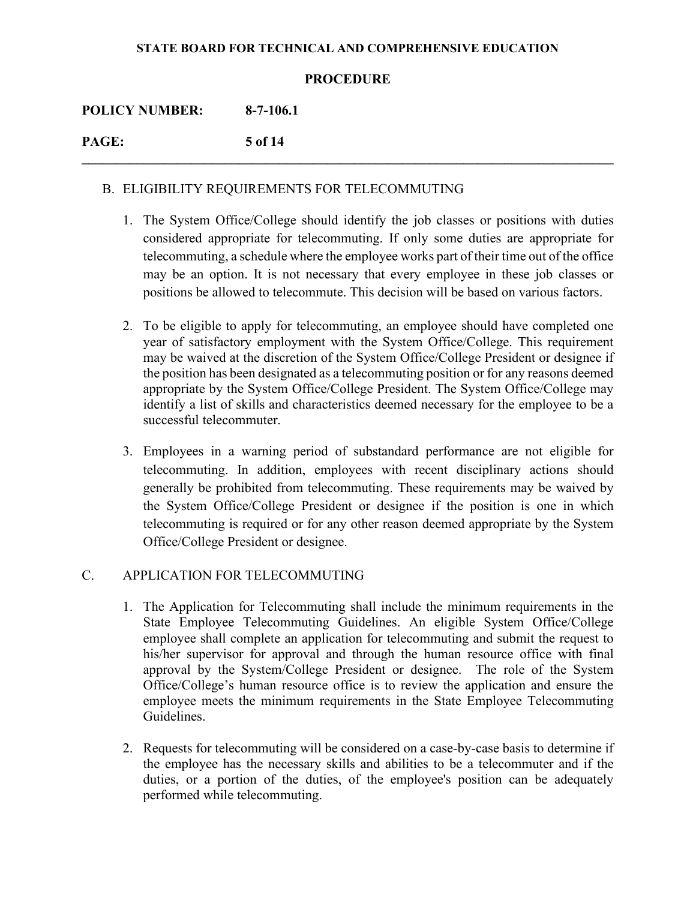B. ELIGIBILITY REQUIREMENTS FOR TELECOMMUTING

1. The System Office/College should identify the job classes or positions with duties considered appropriate for telecommuting. If only some duties are appropriate for telecommuting, a schedule where the employee works part of their time out of the office may be an option. It is not necessary that every employee in these job classes or positions be allowed to telecommute. This decision will be based on various factors.

2. To be eligible to apply for telecommuting, an employee should have completed one year of satisfactory employment with the System Office/College. This requirement may be waived at the discretion of the System Office/College President or designee if the position has been designated as a telecommuting position or for any reasons deemed appropriate by the System Office/College President. The System Office/College may identify a list of skills and characteristics deemed necessary for the employee to be a successful telecommuter.

3. Employees in a warning period of substandard performance are not eligible for telecommuting. In addition, employees with recent disciplinary actions should generally be prohibited from telecommuting. These requirements may be waived by the System Office/College President or designee if the position is one in which telecommuting is required or for any other reason deemed appropriate by the System Office/College President or designee.

C. APPLICATION FOR TELECOMMUTING

1. The Application for Telecommuting shall include the minimum requirements in the State Employee Telecommuting Guidelines. An eligible System Office/College employee shall complete an application for telecommuting and submit the request to his/her supervisor for approval and through the human resource office with final approval by the System/College President or designee. The role of the System Office/College's human resource office is to review the application and ensure the employee meets the minimum requirements in the State Employee Telecommuting Guidelines.

2. Requests for telecommuting will be considered on a case-by-case basis to determine if the employee has the necessary skills and abilities to be a telecommuter and if the duties, or a portion of the duties, of the employee's position can be adequately performed while telecommuting.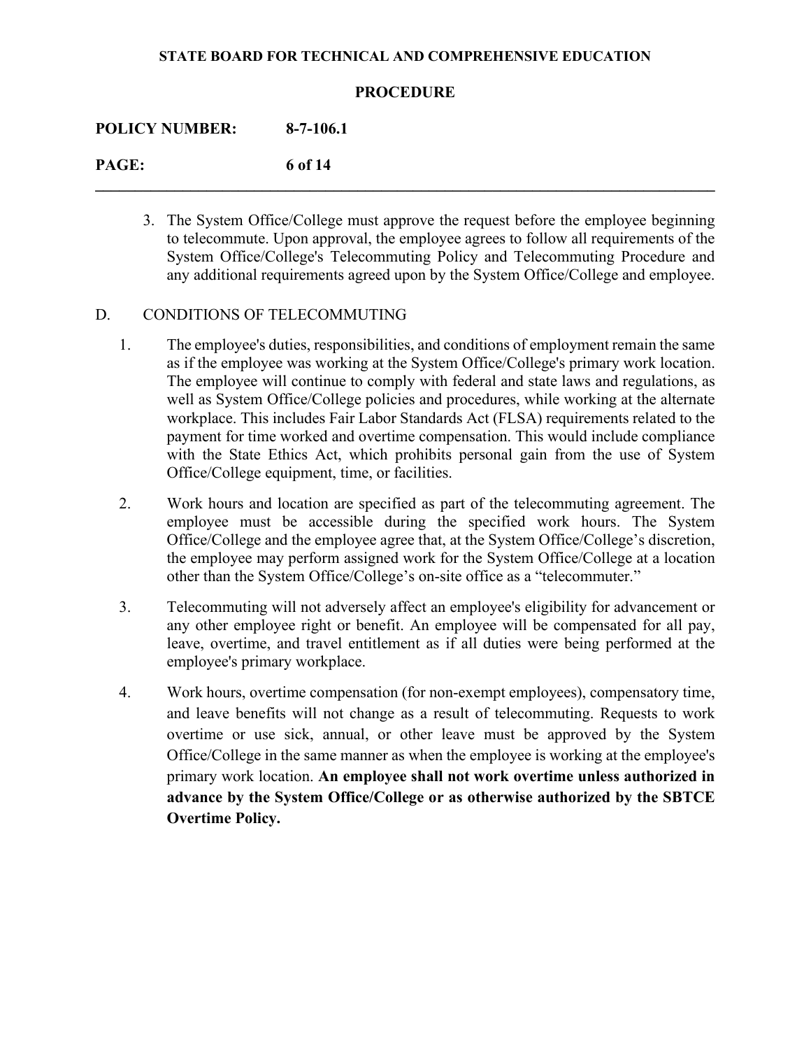3. The System Office/College must approve the request before the employee beginning to telecommute. Upon approval, the employee agrees to follow all requirements of the System Office/College's Telecommuting Policy and Telecommuting Procedure and any additional requirements agreed upon by the System Office/College and employee.

D. CONDITIONS OF TELECOMMUTING

1. The employee's duties, responsibilities, and conditions of employment remain the same as if the employee was working at the System Office/College's primary work location. The employee will continue to comply with federal and state laws and regulations, as well as System Office/College policies and procedures, while working at the alternate workplace. This includes Fair Labor Standards Act (FLSA) requirements related to the payment for time worked and overtime compensation. This would include compliance with the State Ethics Act, which prohibits personal gain from the use of System Office/College equipment, time, or facilities.

2. Work hours and location are specified as part of the telecommuting agreement. The employee must be accessible during the specified work hours. The System Office/College and the employee agree that, at the System Office/College's discretion, the employee may perform assigned work for the System Office/College at a location other than the System Office/College's on-site office as a "telecommuter."

3. Telecommuting will not adversely affect an employee's eligibility for advancement or any other employee right or benefit. An employee will be compensated for all pay, leave, overtime, and travel entitlement as if all duties were being performed at the employee's primary workplace.

4. Work hours, overtime compensation (for non-exempt employees), compensatory time, and leave benefits will not change as a result of telecommuting. Requests to work overtime or use sick, annual, or other leave must be approved by the System Office/College in the same manner as when the employee is working at the employee's primary work location. **An employee shall not work overtime unless authorized in advance by the System Office/College or as otherwise authorized by the SBTCE Overtime Policy.**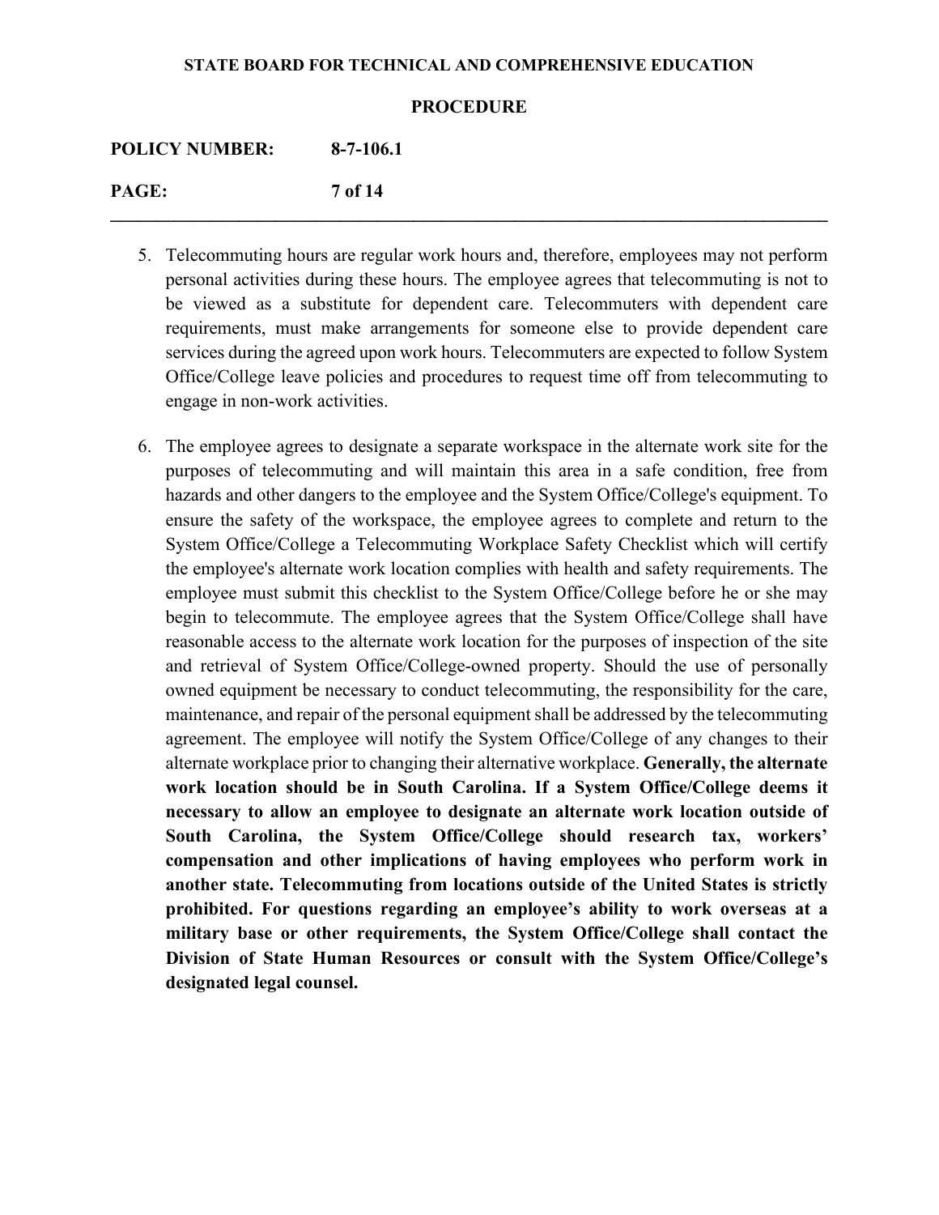5. Telecommuting hours are regular work hours and, therefore, employees may not perform personal activities during these hours. The employee agrees that telecommuting is not to be viewed as a substitute for dependent care. Telecommuters with dependent care requirements, must make arrangements for someone else to provide dependent care services during the agreed upon work hours. Telecommuters are expected to follow System Office/College leave policies and procedures to request time off from telecommuting to engage in non-work activities.

6. The employee agrees to designate a separate workspace in the alternate work site for the purposes of telecommuting and will maintain this area in a safe condition, free from hazards and other dangers to the employee and the System Office/College's equipment. To ensure the safety of the workspace, the employee agrees to complete and return to the System Office/College a Telecommuting Workplace Safety Checklist which will certify the employee's alternate work location complies with health and safety requirements. The employee must submit this checklist to the System Office/College before he or she may begin to telecommute. The employee agrees that the System Office/College shall have reasonable access to the alternate work location for the purposes of inspection of the site and retrieval of System Office/College-owned property. Should the use of personally owned equipment be necessary to conduct telecommuting, the responsibility for the care, maintenance, and repair of the personal equipment shall be addressed by the telecommuting agreement. The employee will notify the System Office/College of any changes to their alternate workplace prior to changing their alternative workplace. **Generally, the alternate work location should be in South Carolina. If a System Office/College deems it necessary to allow an employee to designate an alternate work location outside of South Carolina, the System Office/College should research tax, workers' compensation and other implications of having employees who perform work in another state. Telecommuting from locations outside of the United States is strictly prohibited. For questions regarding an employee's ability to work overseas at a military base or other requirements, the System Office/College shall contact the Division of State Human Resources or consult with the System Office/College's designated legal counsel.**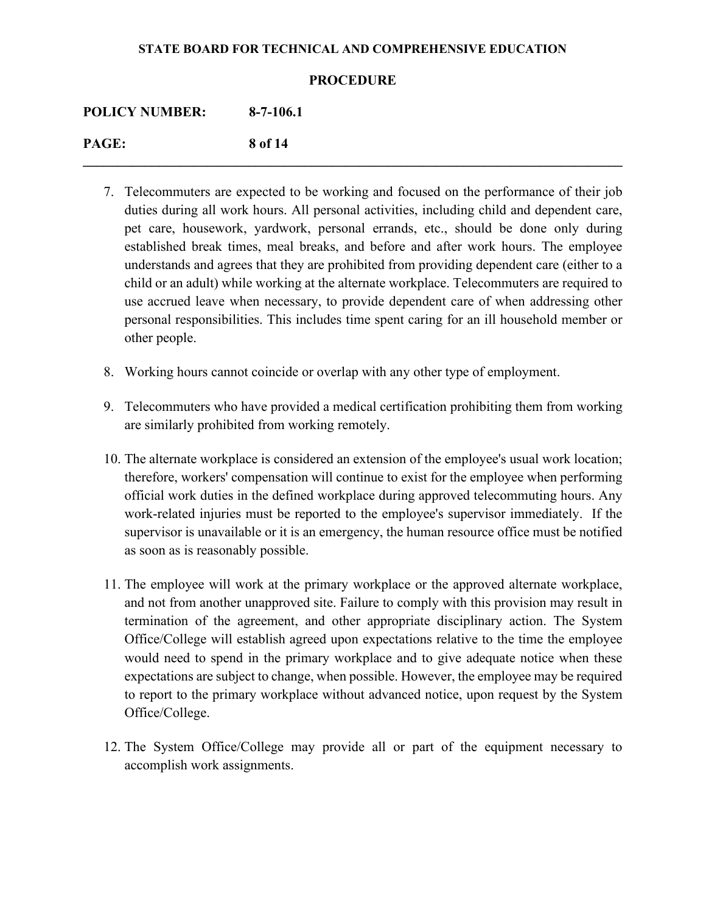7. Telecommuters are expected to be working and focused on the performance of their job duties during all work hours. All personal activities, including child and dependent care, pet care, housework, yardwork, personal errands, etc., should be done only during established break times, meal breaks, and before and after work hours. The employee understands and agrees that they are prohibited from providing dependent care (either to a child or an adult) while working at the alternate workplace. Telecommuters are required to use accrued leave when necessary, to provide dependent care of when addressing other personal responsibilities. This includes time spent caring for an ill household member or other people.

8. Working hours cannot coincide or overlap with any other type of employment.

9. Telecommuters who have provided a medical certification prohibiting them from working are similarly prohibited from working remotely.

10. The alternate workplace is considered an extension of the employee's usual work location; therefore, workers' compensation will continue to exist for the employee when performing official work duties in the defined workplace during approved telecommuting hours. Any work-related injuries must be reported to the employee's supervisor immediately. If the supervisor is unavailable or it is an emergency, the human resource office must be notified as soon as is reasonably possible.

11. The employee will work at the primary workplace or the approved alternate workplace, and not from another unapproved site. Failure to comply with this provision may result in termination of the agreement, and other appropriate disciplinary action. The System Office/College will establish agreed upon expectations relative to the time the employee would need to spend in the primary workplace and to give adequate notice when these expectations are subject to change, when possible. However, the employee may be required to report to the primary workplace without advanced notice, upon request by the System Office/College.

12. The System Office/College may provide all or part of the equipment necessary to accomplish work assignments.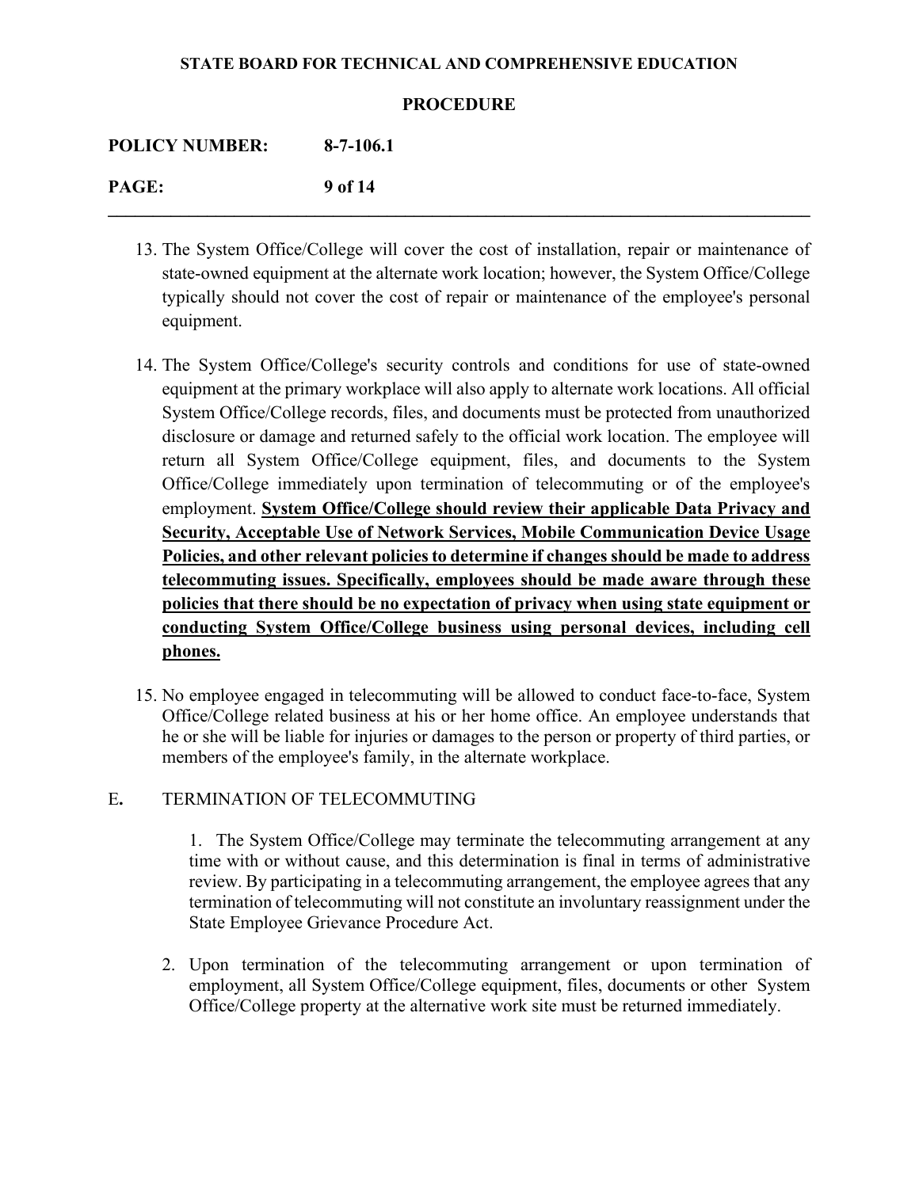13. The System Office/College will cover the cost of installation, repair or maintenance of state-owned equipment at the alternate work location; however, the System Office/College typically should not cover the cost of repair or maintenance of the employee's personal equipment.

14. The System Office/College's security controls and conditions for use of state-owned equipment at the primary workplace will also apply to alternate work locations. All official System Office/College records, files, and documents must be protected from unauthorized disclosure or damage and returned safely to the official work location. The employee will return all System Office/College equipment, files, and documents to the System Office/College immediately upon termination of telecommuting or of the employee's employment. <u>**System Office/College should review their applicable Data Privacy and Security, Acceptable Use of Network Services, Mobile Communication Device Usage Policies, and other relevant policies to determine if changes should be made to address telecommuting issues. Specifically, employees should be made aware through these policies that there should be no expectation of privacy when using state equipment or conducting System Office/College business using personal devices, including cell phones.**</u>

15. No employee engaged in telecommuting will be allowed to conduct face-to-face, System Office/College related business at his or her home office. An employee understands that he or she will be liable for injuries or damages to the person or property of third parties, or members of the employee's family, in the alternate workplace.

E. TERMINATION OF TELECOMMUTING

1. The System Office/College may terminate the telecommuting arrangement at any time with or without cause, and this determination is final in terms of administrative review. By participating in a telecommuting arrangement, the employee agrees that any termination of telecommuting will not constitute an involuntary reassignment under the State Employee Grievance Procedure Act.

2. Upon termination of the telecommuting arrangement or upon termination of employment, all System Office/College equipment, files, documents or other System Office/College property at the alternative work site must be returned immediately.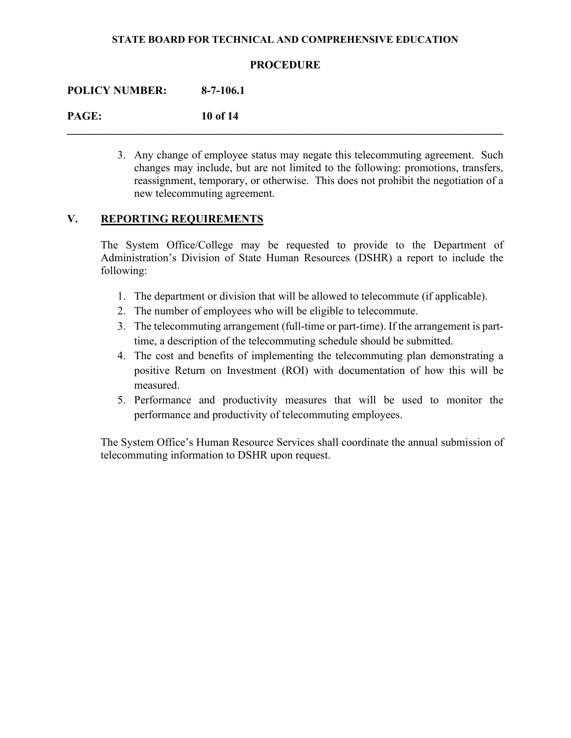3. Any change of employee status may negate this telecommuting agreement. Such changes may include, but are not limited to the following: promotions, transfers, reassignment, temporary, or otherwise. This does not prohibit the negotiation of a new telecommuting agreement.

## V. REPORTING REQUIREMENTS

The System Office/College may be requested to provide to the Department of Administration's Division of State Human Resources (DSHR) a report to include the following:

1. The department or division that will be allowed to telecommute (if applicable).
2. The number of employees who will be eligible to telecommute.
3. The telecommuting arrangement (full-time or part-time). If the arrangement is part-time, a description of the telecommuting schedule should be submitted.
4. The cost and benefits of implementing the telecommuting plan demonstrating a positive Return on Investment (ROI) with documentation of how this will be measured.
5. Performance and productivity measures that will be used to monitor the performance and productivity of telecommuting employees.

The System Office's Human Resource Services shall coordinate the annual submission of telecommuting information to DSHR upon request.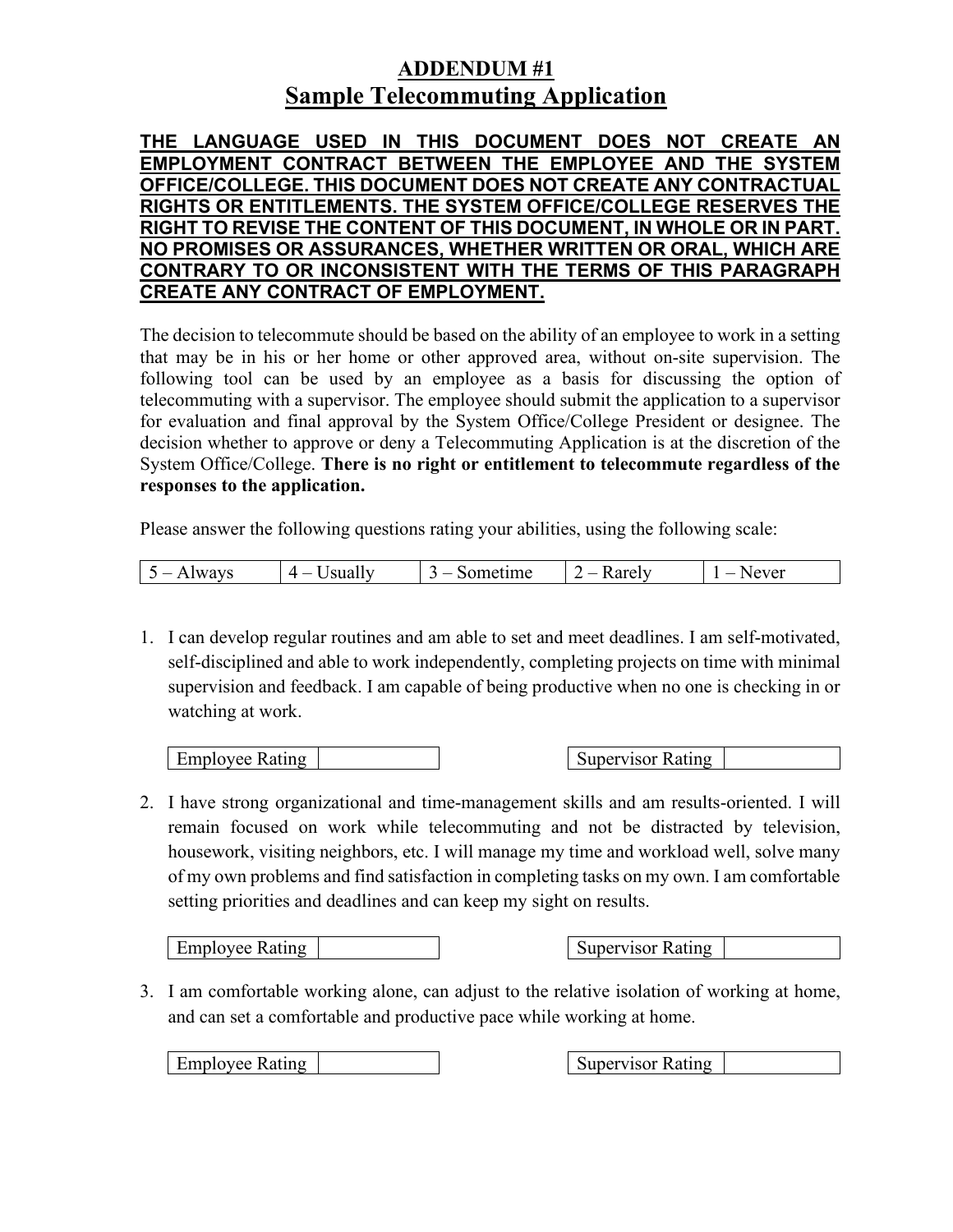# ADDENDUM #1

## Sample Telecommuting Application

**THE LANGUAGE USED IN THIS DOCUMENT DOES NOT CREATE AN EMPLOYMENT CONTRACT BETWEEN THE EMPLOYEE AND THE SYSTEM OFFICE/COLLEGE. THIS DOCUMENT DOES NOT CREATE ANY CONTRACTUAL RIGHTS OR ENTITLEMENTS. THE SYSTEM OFFICE/COLLEGE RESERVES THE RIGHT TO REVISE THE CONTENT OF THIS DOCUMENT, IN WHOLE OR IN PART. NO PROMISES OR ASSURANCES, WHETHER WRITTEN OR ORAL, WHICH ARE CONTRARY TO OR INCONSISTENT WITH THE TERMS OF THIS PARAGRAPH CREATE ANY CONTRACT OF EMPLOYMENT.**

The decision to telecommute should be based on the ability of an employee to work in a setting that may be in his or her home or other approved area, without on-site supervision. The following tool can be used by an employee as a basis for discussing the option of telecommuting with a supervisor. The employee should submit the application to a supervisor for evaluation and final approval by the System Office/College President or designee. The decision whether to approve or deny a Telecommuting Application is at the discretion of the System Office/College. **There is no right or entitlement to telecommute regardless of the responses to the application.**

Please answer the following questions rating your abilities, using the following scale:

| 5 – Always | 4 – Usually | 3 – Sometime | 2 – Rarely | 1 – Never |
|---|---|---|---|---|

1. I can develop regular routines and am able to set and meet deadlines. I am self-motivated, self-disciplined and able to work independently, completing projects on time with minimal supervision and feedback. I am capable of being productive when no one is checking in or watching at work.

| Employee Rating | | | Supervisor Rating | |
|---|---|---|---|---|

2. I have strong organizational and time-management skills and am results-oriented. I will remain focused on work while telecommuting and not be distracted by television, housework, visiting neighbors, etc. I will manage my time and workload well, solve many of my own problems and find satisfaction in completing tasks on my own. I am comfortable setting priorities and deadlines and can keep my sight on results.

| Employee Rating | | | Supervisor Rating | |
|---|---|---|---|---|

3. I am comfortable working alone, can adjust to the relative isolation of working at home, and can set a comfortable and productive pace while working at home.

| Employee Rating | | | Supervisor Rating | |
|---|---|---|---|---|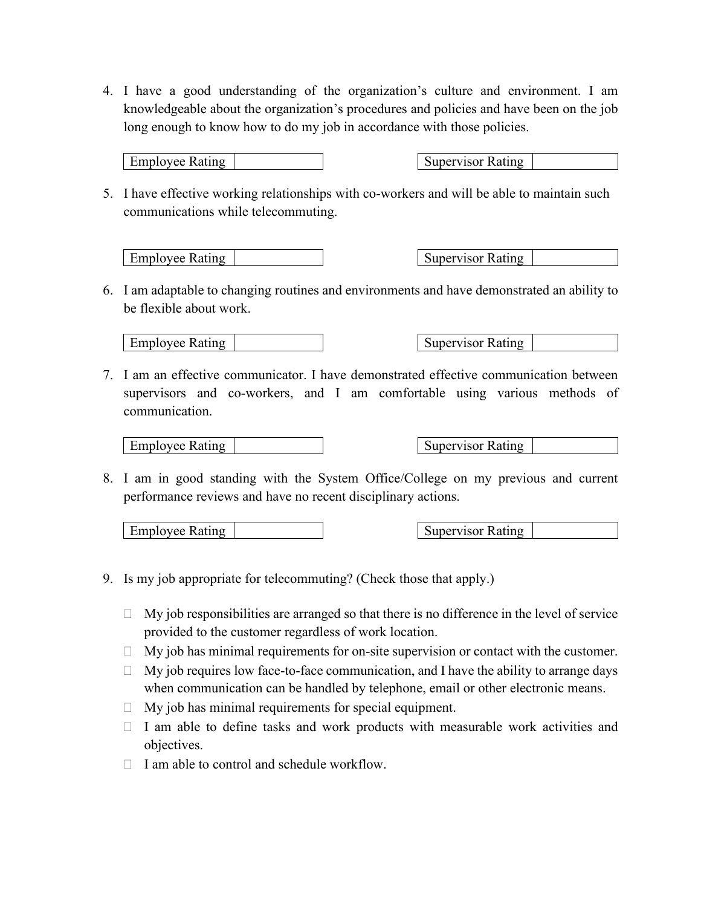4. I have a good understanding of the organization's culture and environment. I am knowledgeable about the organization's procedures and policies and have been on the job long enough to know how to do my job in accordance with those policies.

| Employee Rating | | | Supervisor Rating | |
|---|---|---|---|---|

5. I have effective working relationships with co-workers and will be able to maintain such communications while telecommuting.

| Employee Rating | | | Supervisor Rating | |
|---|---|---|---|---|

6. I am adaptable to changing routines and environments and have demonstrated an ability to be flexible about work.

| Employee Rating | | | Supervisor Rating | |
|---|---|---|---|---|

7. I am an effective communicator. I have demonstrated effective communication between supervisors and co-workers, and I am comfortable using various methods of communication.

| Employee Rating | | | Supervisor Rating | |
|---|---|---|---|---|

8. I am in good standing with the System Office/College on my previous and current performance reviews and have no recent disciplinary actions.

| Employee Rating | | | Supervisor Rating | |
|---|---|---|---|---|

9. Is my job appropriate for telecommuting? (Check those that apply.)

   - ☐ My job responsibilities are arranged so that there is no difference in the level of service provided to the customer regardless of work location.
   - ☐ My job has minimal requirements for on-site supervision or contact with the customer.
   - ☐ My job requires low face-to-face communication, and I have the ability to arrange days when communication can be handled by telephone, email or other electronic means.
   - ☐ My job has minimal requirements for special equipment.
   - ☐ I am able to define tasks and work products with measurable work activities and objectives.
   - ☐ I am able to control and schedule workflow.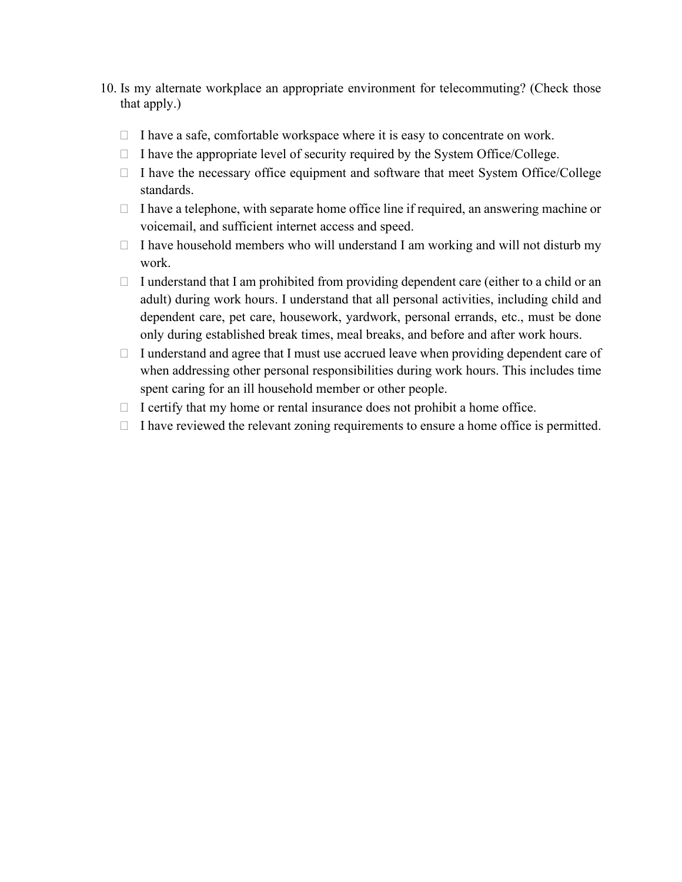10. Is my alternate workplace an appropriate environment for telecommuting? (Check those that apply.)

    - ☐ I have a safe, comfortable workspace where it is easy to concentrate on work.
    - ☐ I have the appropriate level of security required by the System Office/College.
    - ☐ I have the necessary office equipment and software that meet System Office/College standards.
    - ☐ I have a telephone, with separate home office line if required, an answering machine or voicemail, and sufficient internet access and speed.
    - ☐ I have household members who will understand I am working and will not disturb my work.
    - ☐ I understand that I am prohibited from providing dependent care (either to a child or an adult) during work hours. I understand that all personal activities, including child and dependent care, pet care, housework, yardwork, personal errands, etc., must be done only during established break times, meal breaks, and before and after work hours.
    - ☐ I understand and agree that I must use accrued leave when providing dependent care of when addressing other personal responsibilities during work hours. This includes time spent caring for an ill household member or other people.
    - ☐ I certify that my home or rental insurance does not prohibit a home office.
    - ☐ I have reviewed the relevant zoning requirements to ensure a home office is permitted.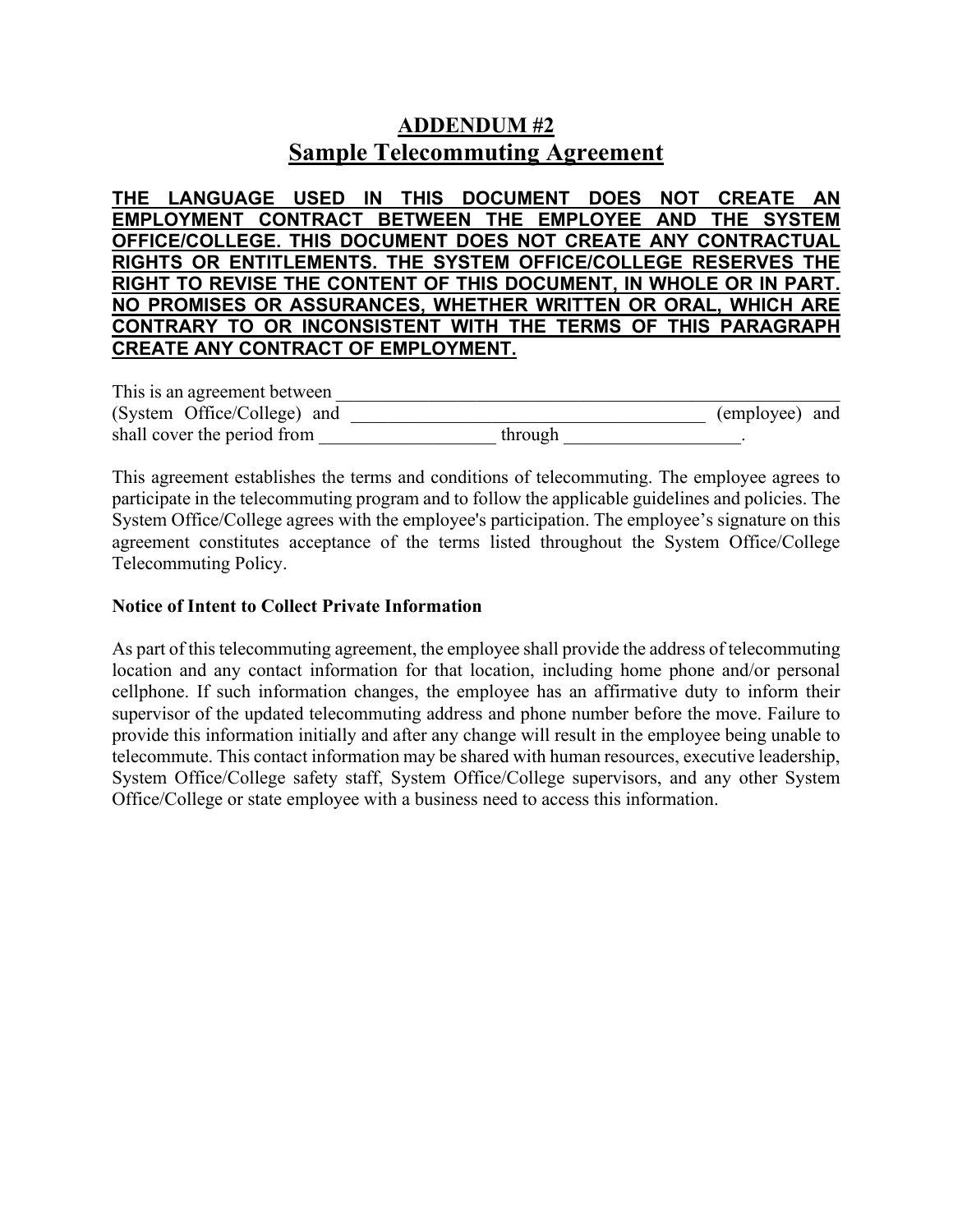## ADDENDUM #2

## Sample Telecommuting Agreement

**THE LANGUAGE USED IN THIS DOCUMENT DOES NOT CREATE AN EMPLOYMENT CONTRACT BETWEEN THE EMPLOYEE AND THE SYSTEM OFFICE/COLLEGE. THIS DOCUMENT DOES NOT CREATE ANY CONTRACTUAL RIGHTS OR ENTITLEMENTS. THE SYSTEM OFFICE/COLLEGE RESERVES THE RIGHT TO REVISE THE CONTENT OF THIS DOCUMENT, IN WHOLE OR IN PART. NO PROMISES OR ASSURANCES, WHETHER WRITTEN OR ORAL, WHICH ARE CONTRARY TO OR INCONSISTENT WITH THE TERMS OF THIS PARAGRAPH CREATE ANY CONTRACT OF EMPLOYMENT.**

This is an agreement between ______________________________________________________ (System Office/College) and ________________________________________ (employee) and shall cover the period from __________________ through __________________.

This agreement establishes the terms and conditions of telecommuting. The employee agrees to participate in the telecommuting program and to follow the applicable guidelines and policies. The System Office/College agrees with the employee's participation. The employee's signature on this agreement constitutes acceptance of the terms listed throughout the System Office/College Telecommuting Policy.

**Notice of Intent to Collect Private Information**

As part of this telecommuting agreement, the employee shall provide the address of telecommuting location and any contact information for that location, including home phone and/or personal cellphone. If such information changes, the employee has an affirmative duty to inform their supervisor of the updated telecommuting address and phone number before the move. Failure to provide this information initially and after any change will result in the employee being unable to telecommute. This contact information may be shared with human resources, executive leadership, System Office/College safety staff, System Office/College supervisors, and any other System Office/College or state employee with a business need to access this information.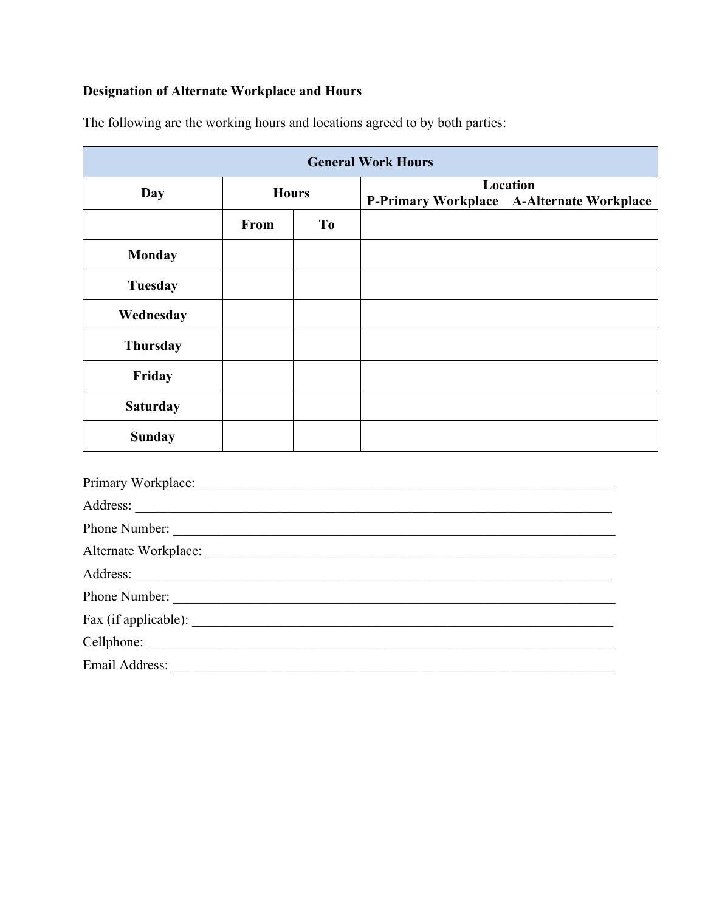**Designation of Alternate Workplace and Hours**

The following are the working hours and locations agreed to by both parties:

| General Work Hours | | | |
|---|---|---|---|
| **Day** | **Hours** | | **Location**<br>**P-Primary Workplace A-Alternate Workplace** |
| | **From** | **To** | |
| **Monday** | | | |
| **Tuesday** | | | |
| **Wednesday** | | | |
| **Thursday** | | | |
| **Friday** | | | |
| **Saturday** | | | |
| **Sunday** | | | |

Primary Workplace: ___________________________________________________________

Address: _________________________________________________________________

Phone Number: ____________________________________________________________

Alternate Workplace: _________________________________________________________

Address: _________________________________________________________________

Phone Number: ____________________________________________________________

Fax (if applicable): __________________________________________________________

Cellphone: _______________________________________________________________

Email Address: ____________________________________________________________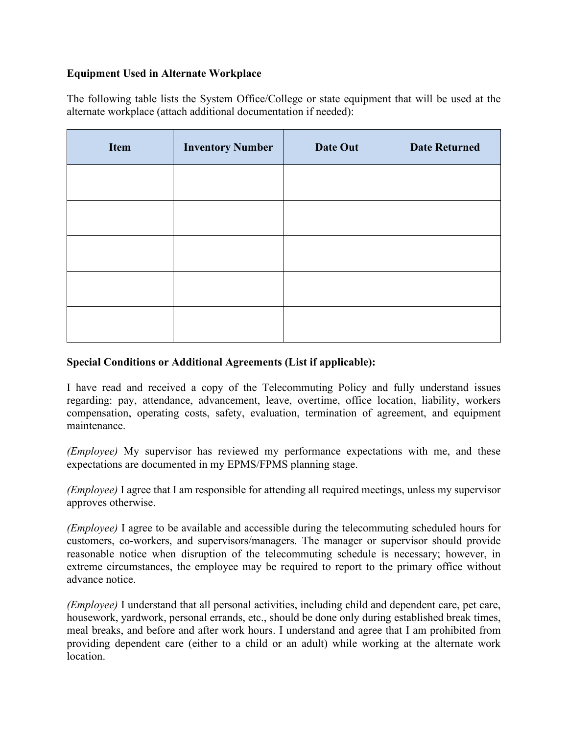**Equipment Used in Alternate Workplace**

The following table lists the System Office/College or state equipment that will be used at the alternate workplace (attach additional documentation if needed):

| Item | Inventory Number | Date Out | Date Returned |
|---|---|---|---|
| | | | |
| | | | |
| | | | |
| | | | |
| | | | |

**Special Conditions or Additional Agreements (List if applicable):**

I have read and received a copy of the Telecommuting Policy and fully understand issues regarding: pay, attendance, advancement, leave, overtime, office location, liability, workers compensation, operating costs, safety, evaluation, termination of agreement, and equipment maintenance.

*(Employee)* My supervisor has reviewed my performance expectations with me, and these expectations are documented in my EPMS/FPMS planning stage.

*(Employee)* I agree that I am responsible for attending all required meetings, unless my supervisor approves otherwise.

*(Employee)* I agree to be available and accessible during the telecommuting scheduled hours for customers, co-workers, and supervisors/managers. The manager or supervisor should provide reasonable notice when disruption of the telecommuting schedule is necessary; however, in extreme circumstances, the employee may be required to report to the primary office without advance notice.

*(Employee)* I understand that all personal activities, including child and dependent care, pet care, housework, yardwork, personal errands, etc., should be done only during established break times, meal breaks, and before and after work hours. I understand and agree that I am prohibited from providing dependent care (either to a child or an adult) while working at the alternate work location.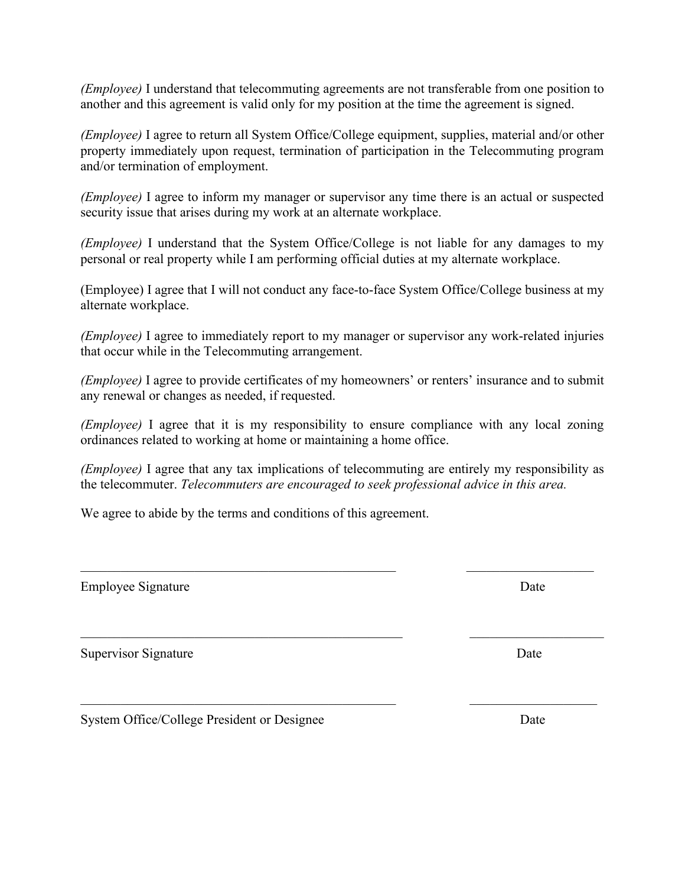*(Employee)* I understand that telecommuting agreements are not transferable from one position to another and this agreement is valid only for my position at the time the agreement is signed.

*(Employee)* I agree to return all System Office/College equipment, supplies, material and/or other property immediately upon request, termination of participation in the Telecommuting program and/or termination of employment.

*(Employee)* I agree to inform my manager or supervisor any time there is an actual or suspected security issue that arises during my work at an alternate workplace.

*(Employee)* I understand that the System Office/College is not liable for any damages to my personal or real property while I am performing official duties at my alternate workplace.

(Employee) I agree that I will not conduct any face-to-face System Office/College business at my alternate workplace.

*(Employee)* I agree to immediately report to my manager or supervisor any work-related injuries that occur while in the Telecommuting arrangement.

*(Employee)* I agree to provide certificates of my homeowners' or renters' insurance and to submit any renewal or changes as needed, if requested.

*(Employee)* I agree that it is my responsibility to ensure compliance with any local zoning ordinances related to working at home or maintaining a home office.

*(Employee)* I agree that any tax implications of telecommuting are entirely my responsibility as the telecommuter. *Telecommuters are encouraged to seek professional advice in this area.*

We agree to abide by the terms and conditions of this agreement.

\_\_\_\_\_\_\_\_\_\_\_\_\_\_\_\_\_\_\_\_\_\_\_\_\_\_\_\_\_\_\_\_\_\_\_\_\_\_\_\_\_\_\_\_\_\_\_\_ \_\_\_\_\_\_\_\_\_\_\_\_\_\_\_\_\_\_\_\_

Employee Signature Date

\_\_\_\_\_\_\_\_\_\_\_\_\_\_\_\_\_\_\_\_\_\_\_\_\_\_\_\_\_\_\_\_\_\_\_\_\_\_\_\_\_\_\_\_\_\_\_\_ \_\_\_\_\_\_\_\_\_\_\_\_\_\_\_\_\_\_\_\_

Supervisor Signature Date

\_\_\_\_\_\_\_\_\_\_\_\_\_\_\_\_\_\_\_\_\_\_\_\_\_\_\_\_\_\_\_\_\_\_\_\_\_\_\_\_\_\_\_\_\_\_\_\_ \_\_\_\_\_\_\_\_\_\_\_\_\_\_\_\_\_\_\_\_

System Office/College President or Designee Date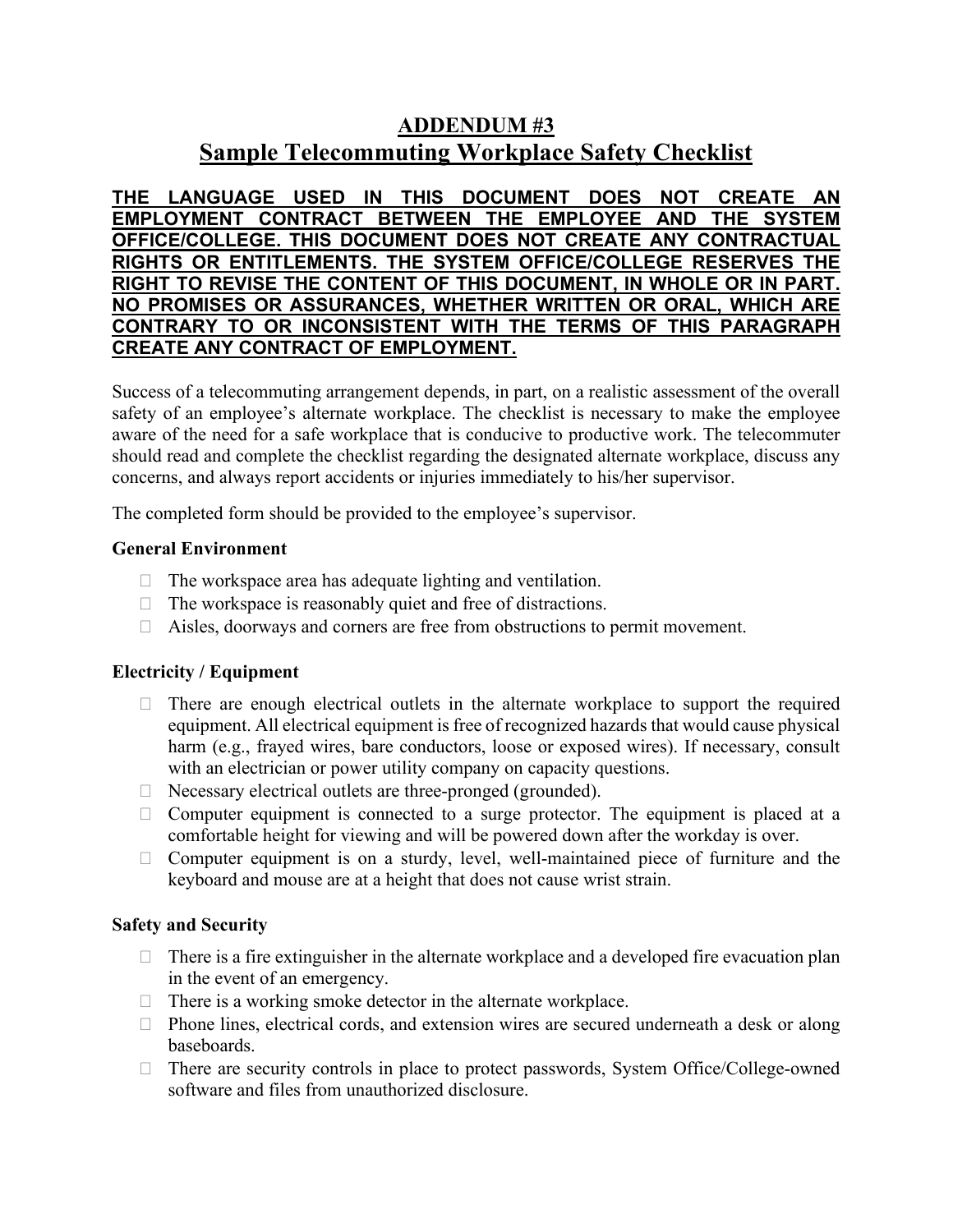# ADDENDUM #3

## Sample Telecommuting Workplace Safety Checklist

**THE LANGUAGE USED IN THIS DOCUMENT DOES NOT CREATE AN EMPLOYMENT CONTRACT BETWEEN THE EMPLOYEE AND THE SYSTEM OFFICE/COLLEGE. THIS DOCUMENT DOES NOT CREATE ANY CONTRACTUAL RIGHTS OR ENTITLEMENTS. THE SYSTEM OFFICE/COLLEGE RESERVES THE RIGHT TO REVISE THE CONTENT OF THIS DOCUMENT, IN WHOLE OR IN PART. NO PROMISES OR ASSURANCES, WHETHER WRITTEN OR ORAL, WHICH ARE CONTRARY TO OR INCONSISTENT WITH THE TERMS OF THIS PARAGRAPH CREATE ANY CONTRACT OF EMPLOYMENT.**

Success of a telecommuting arrangement depends, in part, on a realistic assessment of the overall safety of an employee's alternate workplace. The checklist is necessary to make the employee aware of the need for a safe workplace that is conducive to productive work. The telecommuter should read and complete the checklist regarding the designated alternate workplace, discuss any concerns, and always report accidents or injuries immediately to his/her supervisor.

The completed form should be provided to the employee's supervisor.

**General Environment**

- ☐ The workspace area has adequate lighting and ventilation.
- ☐ The workspace is reasonably quiet and free of distractions.
- ☐ Aisles, doorways and corners are free from obstructions to permit movement.

**Electricity / Equipment**

- ☐ There are enough electrical outlets in the alternate workplace to support the required equipment. All electrical equipment is free of recognized hazards that would cause physical harm (e.g., frayed wires, bare conductors, loose or exposed wires). If necessary, consult with an electrician or power utility company on capacity questions.
- ☐ Necessary electrical outlets are three-pronged (grounded).
- ☐ Computer equipment is connected to a surge protector. The equipment is placed at a comfortable height for viewing and will be powered down after the workday is over.
- ☐ Computer equipment is on a sturdy, level, well-maintained piece of furniture and the keyboard and mouse are at a height that does not cause wrist strain.

**Safety and Security**

- ☐ There is a fire extinguisher in the alternate workplace and a developed fire evacuation plan in the event of an emergency.
- ☐ There is a working smoke detector in the alternate workplace.
- ☐ Phone lines, electrical cords, and extension wires are secured underneath a desk or along baseboards.
- ☐ There are security controls in place to protect passwords, System Office/College-owned software and files from unauthorized disclosure.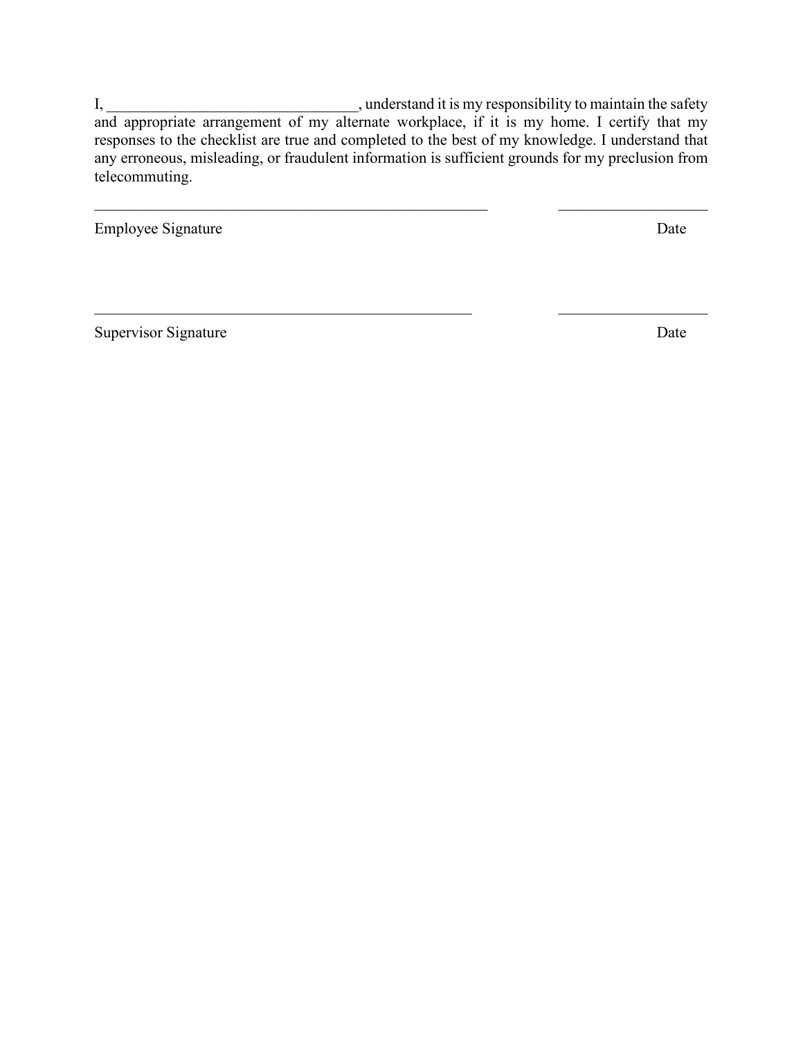I, ________________________________, understand it is my responsibility to maintain the safety and appropriate arrangement of my alternate workplace, if it is my home. I certify that my responses to the checklist are true and completed to the best of my knowledge. I understand that any erroneous, misleading, or fraudulent information is sufficient grounds for my preclusion from telecommuting.

_______________________________________________ ____________________

Employee Signature Date

_______________________________________________ ____________________

Supervisor Signature Date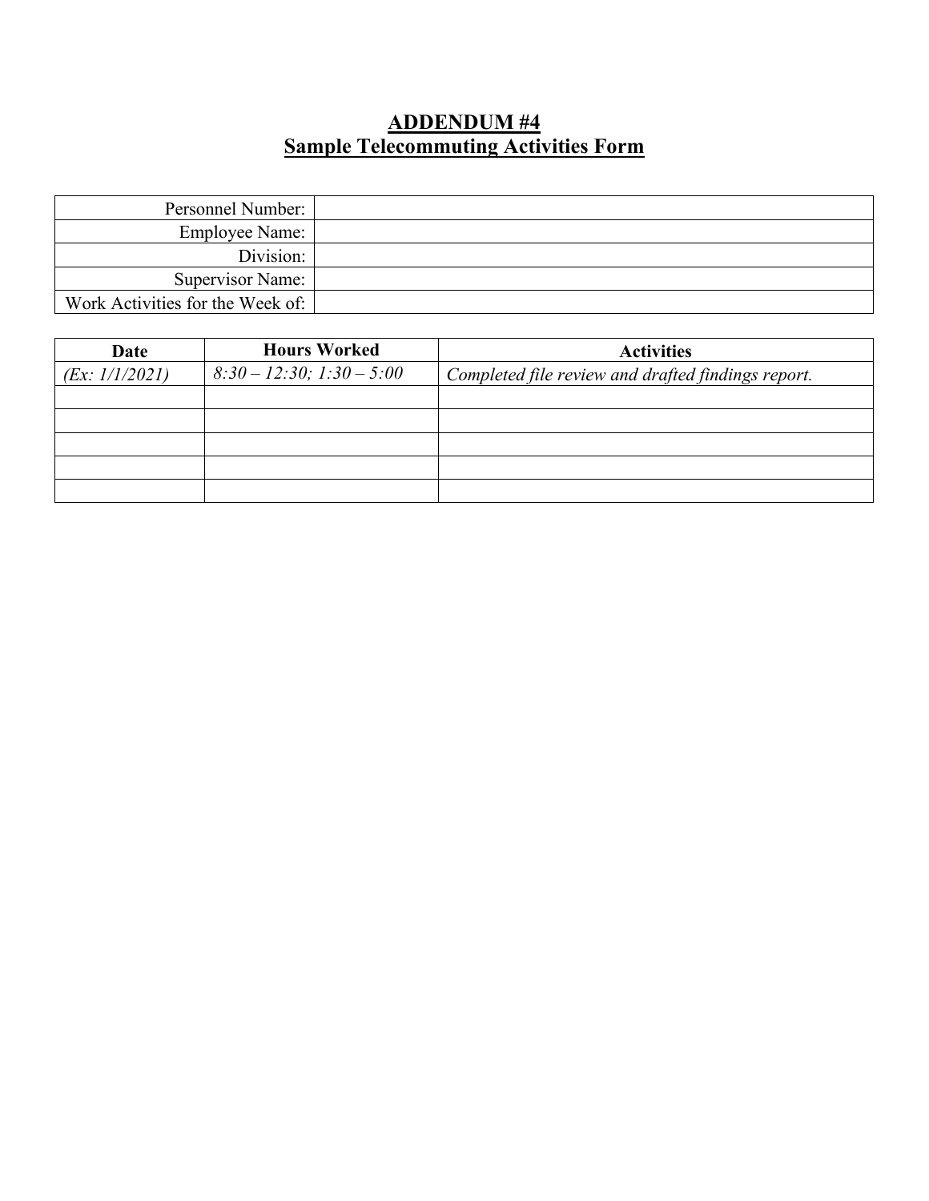# **ADDENDUM #4**
## **Sample Telecommuting Activities Form**

| | |
|---|---|
| Personnel Number: | |
| Employee Name: | |
| Division: | |
| Supervisor Name: | |
| Work Activities for the Week of: | |

| **Date** | **Hours Worked** | **Activities** |
|---|---|---|
| *(Ex: 1/1/2021)* | *8:30 – 12:30; 1:30 – 5:00* | *Completed file review and drafted findings report.* |
| | | |
| | | |
| | | |
| | | |
| | | |